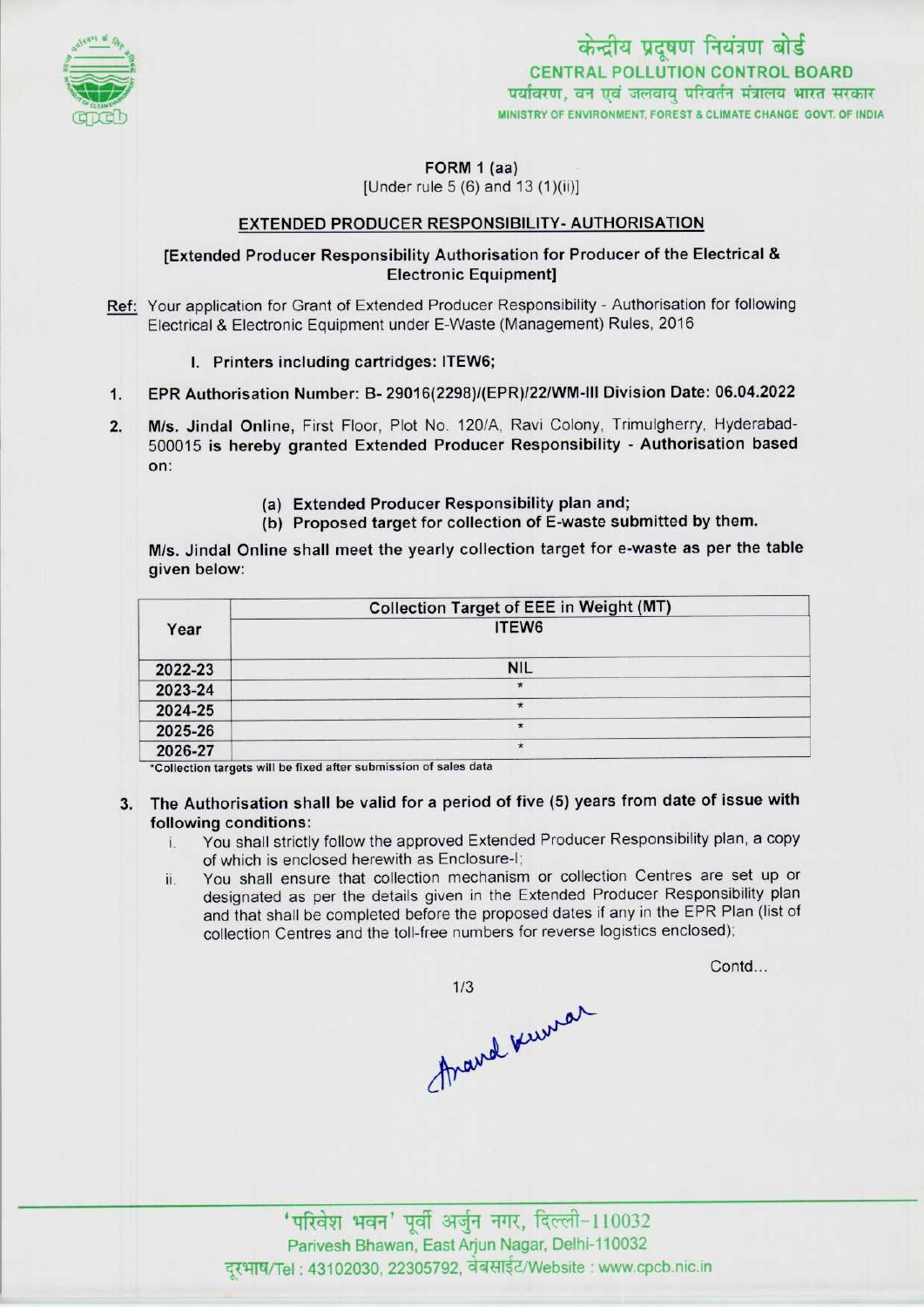केन्द्रीय प्रदूषण नियंत्रण बोर्ड
CENTRAL POLLUTION CONTROL BOARD
पर्यावरण, वन एवं जलवायु परिवर्तन मंत्रालय भारत सरकार
MINISTRY OF ENVIRONMENT, FOREST & CLIMATE CHANGE GOVT. OF INDIA

**FORM 1 (aa)**
[Under rule 5 (6) and 13 (1)(ii)]

## EXTENDED PRODUCER RESPONSIBILITY- AUTHORISATION

**[Extended Producer Responsibility Authorisation for Producer of the Electrical & Electronic Equipment]**

Ref: Your application for Grant of Extended Producer Responsibility - Authorisation for following Electrical & Electronic Equipment under E-Waste (Management) Rules, 2016

I. **Printers including cartridges: ITEW6;**

1. **EPR Authorisation Number: B- 29016(2298)/(EPR)/22/WM-III Division Date: 06.04.2022**

2. **M/s. Jindal Online,** First Floor, Plot No. 120/A, Ravi Colony, Trimulgherry, Hyderabad-500015 **is hereby granted Extended Producer Responsibility - Authorisation based on:**

   (a) **Extended Producer Responsibility plan and;**
   (b) **Proposed target for collection of E-waste submitted by them.**

**M/s. Jindal Online shall meet the yearly collection target for e-waste as per the table given below:**

| Year | Collection Target of EEE in Weight (MT) |
|---|---|
| | ITEW6 |
| 2022-23 | NIL |
| 2023-24 | * |
| 2024-25 | * |
| 2025-26 | * |
| 2026-27 | * |

*Collection targets will be fixed after submission of sales data

3. **The Authorisation shall be valid for a period of five (5) years from date of issue with following conditions:**
   i. You shall strictly follow the approved Extended Producer Responsibility plan, a copy of which is enclosed herewith as Enclosure-I;
   ii. You shall ensure that collection mechanism or collection Centres are set up or designated as per the details given in the Extended Producer Responsibility plan and that shall be completed before the proposed dates if any in the EPR Plan (list of collection Centres and the toll-free numbers for reverse logistics enclosed);

Contd...

Anand Kumar

'परिवेश भवन' पूर्वी अर्जुन नगर, दिल्ली-110032
Parivesh Bhawan, East Arjun Nagar, Delhi-110032
दूरभाष/Tel : 43102030, 22305792, वेबसाईट/Website : www.cpcb.nic.in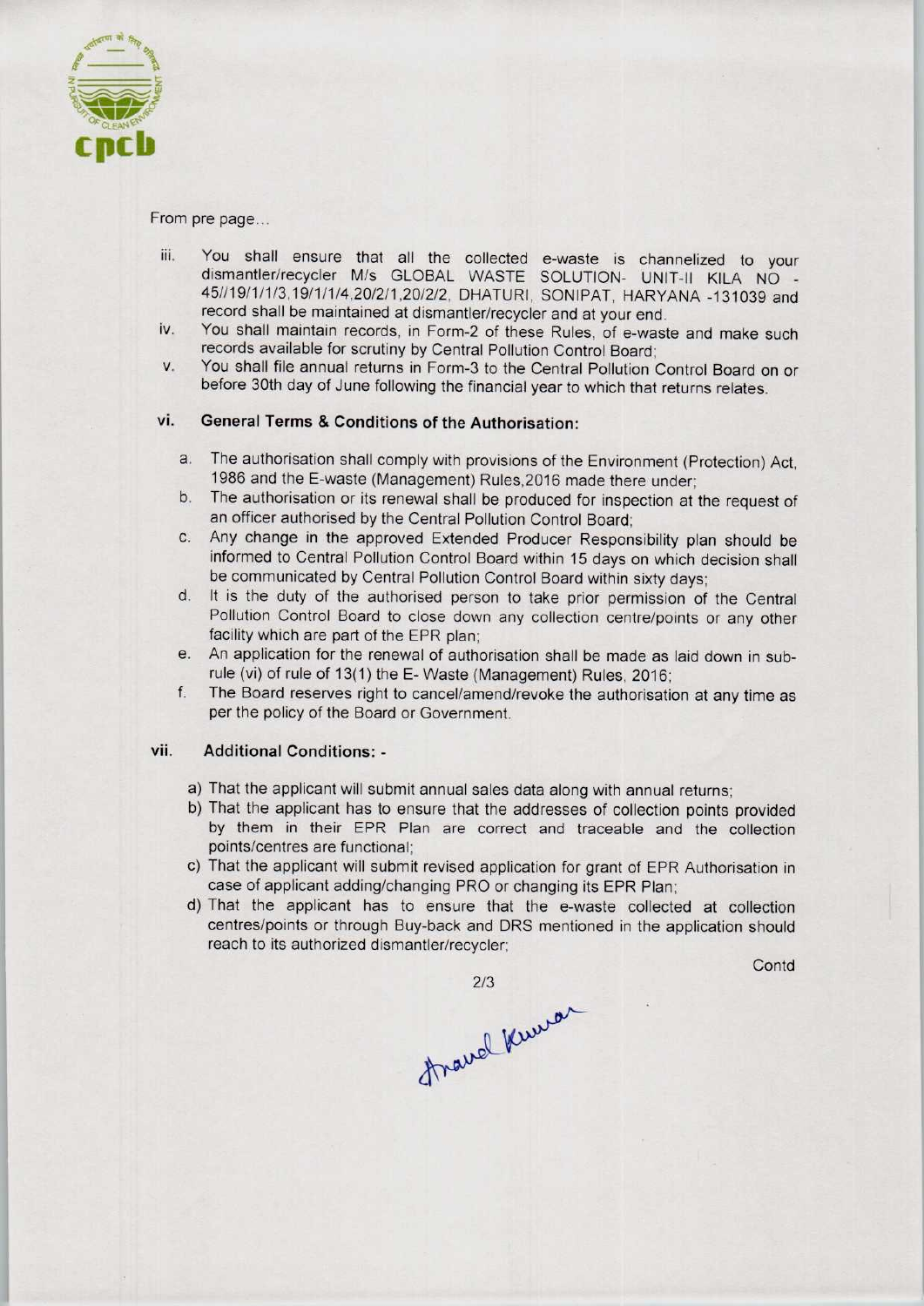From pre page...

iii. You shall ensure that all the collected e-waste is channelized to your dismantler/recycler M/s GLOBAL WASTE SOLUTION- UNIT-II KILA NO - 45//19/1/1/3,19/1/1/4,20/2/1,20/2/2, DHATURI, SONIPAT, HARYANA -131039 and record shall be maintained at dismantler/recycler and at your end.

iv. You shall maintain records, in Form-2 of these Rules, of e-waste and make such records available for scrutiny by Central Pollution Control Board;

v. You shall file annual returns in Form-3 to the Central Pollution Control Board on or before 30th day of June following the financial year to which that returns relates.

vi. **General Terms & Conditions of the Authorisation:**

a. The authorisation shall comply with provisions of the Environment (Protection) Act, 1986 and the E-waste (Management) Rules,2016 made there under;

b. The authorisation or its renewal shall be produced for inspection at the request of an officer authorised by the Central Pollution Control Board;

c. Any change in the approved Extended Producer Responsibility plan should be informed to Central Pollution Control Board within 15 days on which decision shall be communicated by Central Pollution Control Board within sixty days;

d. It is the duty of the authorised person to take prior permission of the Central Pollution Control Board to close down any collection centre/points or any other facility which are part of the EPR plan;

e. An application for the renewal of authorisation shall be made as laid down in sub-rule (vi) of rule of 13(1) the E- Waste (Management) Rules, 2016;

f. The Board reserves right to cancel/amend/revoke the authorisation at any time as per the policy of the Board or Government.

vii. **Additional Conditions: -**

a) That the applicant will submit annual sales data along with annual returns;

b) That the applicant has to ensure that the addresses of collection points provided by them in their EPR Plan are correct and traceable and the collection points/centres are functional;

c) That the applicant will submit revised application for grant of EPR Authorisation in case of applicant adding/changing PRO or changing its EPR Plan;

d) That the applicant has to ensure that the e-waste collected at collection centres/points or through Buy-back and DRS mentioned in the application should reach to its authorized dismantler/recycler;

Contd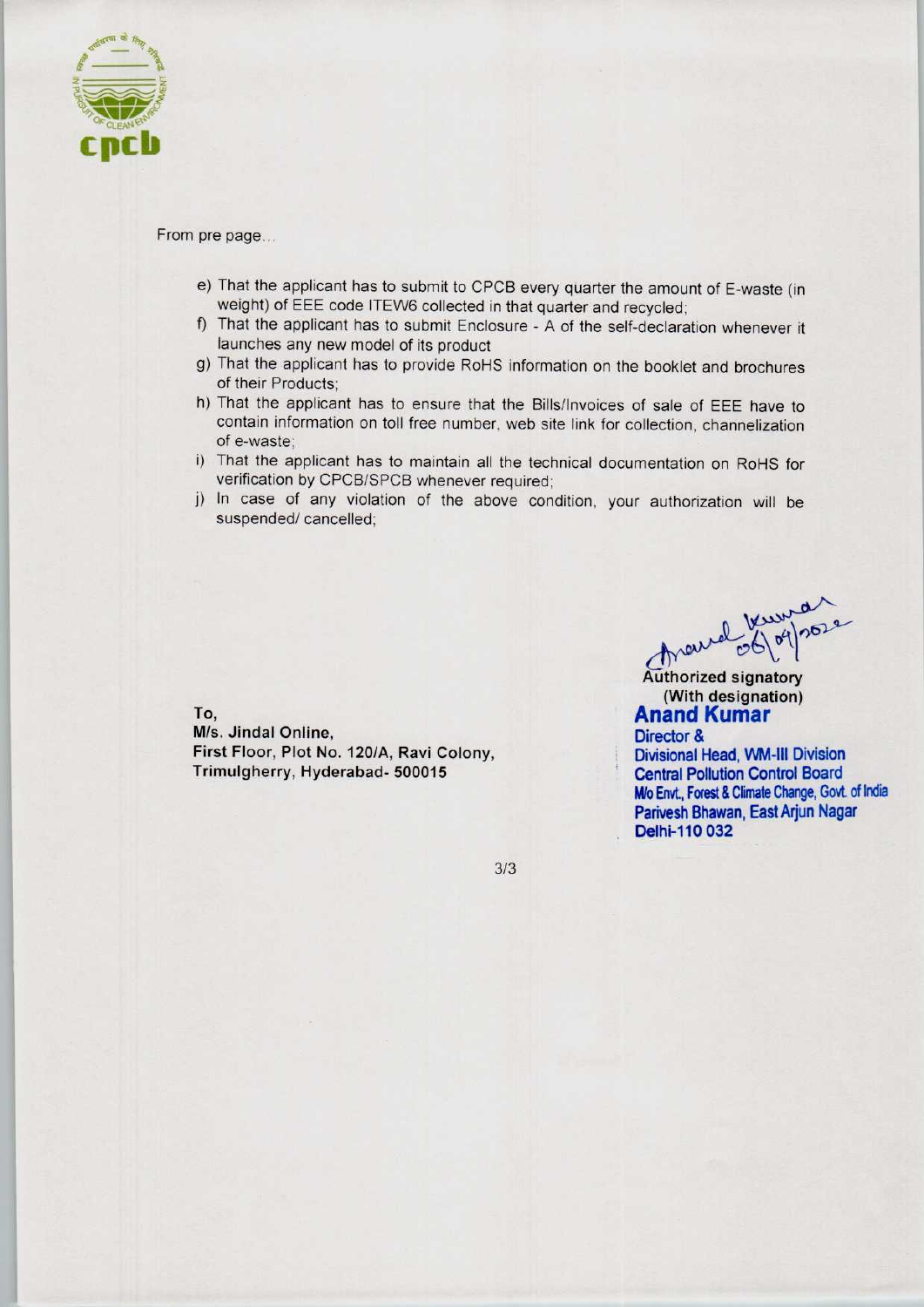From pre page...

- e) That the applicant has to submit to CPCB every quarter the amount of E-waste (in weight) of EEE code ITEW6 collected in that quarter and recycled;
- f) That the applicant has to submit Enclosure - A of the self-declaration whenever it launches any new model of its product
- g) That the applicant has to provide RoHS information on the booklet and brochures of their Products;
- h) That the applicant has to ensure that the Bills/Invoices of sale of EEE have to contain information on toll free number, web site link for collection, channelization of e-waste;
- i) That the applicant has to maintain all the technical documentation on RoHS for verification by CPCB/SPCB whenever required;
- j) In case of any violation of the above condition, your authorization will be suspended/ cancelled;

Anand Kumar 08/04/2022

Authorized signatory
(With designation)
**Anand Kumar**
Director &
Divisional Head, WM-III Division
Central Pollution Control Board
M/o Envt., Forest & Climate Change, Govt. of India
Parivesh Bhawan, East Arjun Nagar
Delhi-110 032

To,
**M/s. Jindal Online,**
**First Floor, Plot No. 120/A, Ravi Colony,**
**Trimulgherry, Hyderabad- 500015**